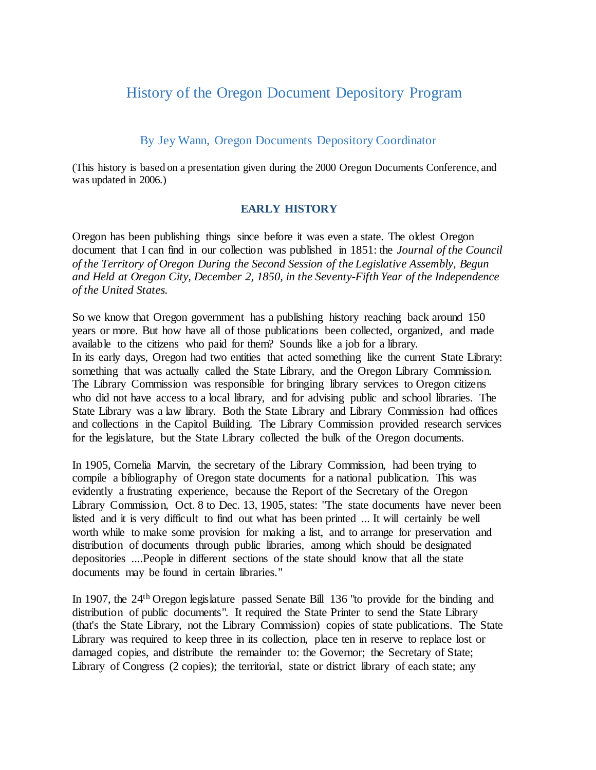# History of the Oregon Document Depository Program

### By Jey Wann, Oregon Documents Depository Coordinator

(This history is based on a presentation given during the 2000 Oregon Documents Conference, and was updated in 2006.)

## EARLY HISTORY

Oregon has been publishing things since before it was even a state. The oldest Oregon document that I can find in our collection was published in 1851: the *Journal of the Council of the Territory of Oregon During the Second Session of the Legislative Assembly, Begun and Held at Oregon City, December 2, 1850, in the Seventy-Fifth Year of the Independence of the United States.*

So we know that Oregon government has a publishing history reaching back around 150 years or more. But how have all of those publications been collected, organized, and made available to the citizens who paid for them? Sounds like a job for a library.
In its early days, Oregon had two entities that acted something like the current State Library: something that was actually called the State Library, and the Oregon Library Commission. The Library Commission was responsible for bringing library services to Oregon citizens who did not have access to a local library, and for advising public and school libraries. The State Library was a law library. Both the State Library and Library Commission had offices and collections in the Capitol Building. The Library Commission provided research services for the legislature, but the State Library collected the bulk of the Oregon documents.

In 1905, Cornelia Marvin, the secretary of the Library Commission, had been trying to compile a bibliography of Oregon state documents for a national publication. This was evidently a frustrating experience, because the Report of the Secretary of the Oregon Library Commission, Oct. 8 to Dec. 13, 1905, states: "The state documents have never been listed and it is very difficult to find out what has been printed ... It will certainly be well worth while to make some provision for making a list, and to arrange for preservation and distribution of documents through public libraries, among which should be designated depositories ....People in different sections of the state should know that all the state documents may be found in certain libraries."

In 1907, the 24th Oregon legislature passed Senate Bill 136 "to provide for the binding and distribution of public documents". It required the State Printer to send the State Library (that's the State Library, not the Library Commission) copies of state publications. The State Library was required to keep three in its collection, place ten in reserve to replace lost or damaged copies, and distribute the remainder to: the Governor; the Secretary of State; Library of Congress (2 copies); the territorial, state or district library of each state; any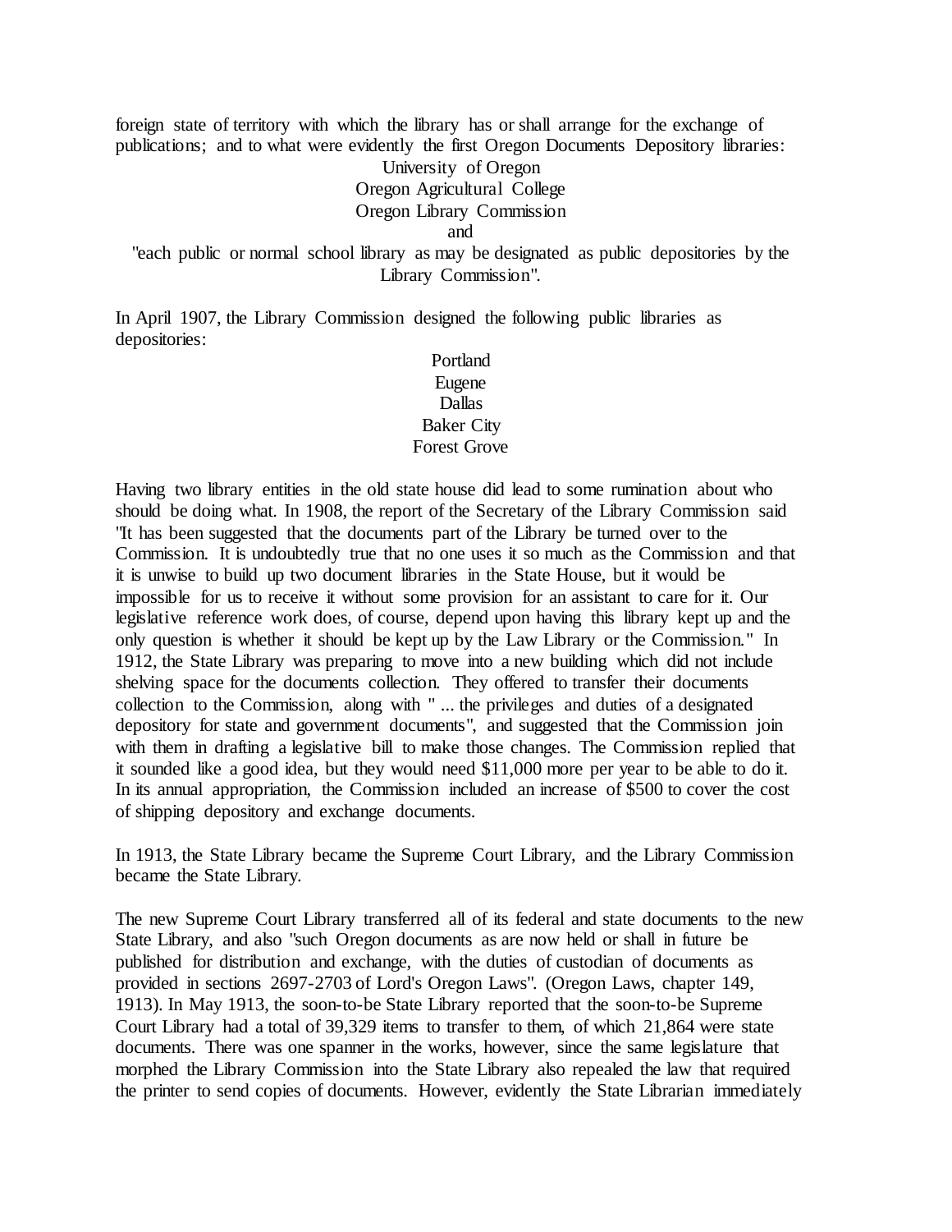foreign state of territory with which the library has or shall arrange for the exchange of publications; and to what were evidently the first Oregon Documents Depository libraries:

University of Oregon
Oregon Agricultural College
Oregon Library Commission
and
"each public or normal school library as may be designated as public depositories by the Library Commission".

In April 1907, the Library Commission designed the following public libraries as depositories:

Portland
Eugene
Dallas
Baker City
Forest Grove

Having two library entities in the old state house did lead to some rumination about who should be doing what. In 1908, the report of the Secretary of the Library Commission said "It has been suggested that the documents part of the Library be turned over to the Commission. It is undoubtedly true that no one uses it so much as the Commission and that it is unwise to build up two document libraries in the State House, but it would be impossible for us to receive it without some provision for an assistant to care for it. Our legislative reference work does, of course, depend upon having this library kept up and the only question is whether it should be kept up by the Law Library or the Commission." In 1912, the State Library was preparing to move into a new building which did not include shelving space for the documents collection. They offered to transfer their documents collection to the Commission, along with " ... the privileges and duties of a designated depository for state and government documents", and suggested that the Commission join with them in drafting a legislative bill to make those changes. The Commission replied that it sounded like a good idea, but they would need $11,000 more per year to be able to do it. In its annual appropriation, the Commission included an increase of $500 to cover the cost of shipping depository and exchange documents.

In 1913, the State Library became the Supreme Court Library, and the Library Commission became the State Library.

The new Supreme Court Library transferred all of its federal and state documents to the new State Library, and also "such Oregon documents as are now held or shall in future be published for distribution and exchange, with the duties of custodian of documents as provided in sections 2697-2703 of Lord's Oregon Laws". (Oregon Laws, chapter 149, 1913). In May 1913, the soon-to-be State Library reported that the soon-to-be Supreme Court Library had a total of 39,329 items to transfer to them, of which 21,864 were state documents. There was one spanner in the works, however, since the same legislature that morphed the Library Commission into the State Library also repealed the law that required the printer to send copies of documents. However, evidently the State Librarian immediately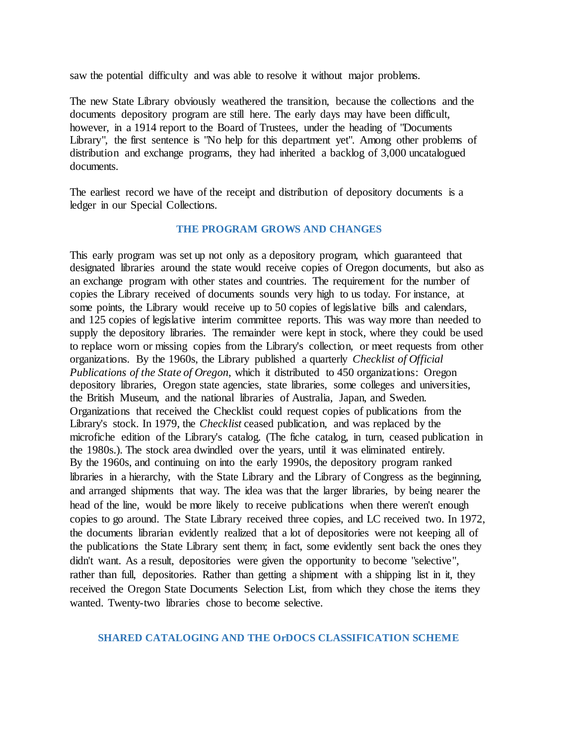saw the potential difficulty and was able to resolve it without major problems.

The new State Library obviously weathered the transition, because the collections and the documents depository program are still here. The early days may have been difficult, however, in a 1914 report to the Board of Trustees, under the heading of "Documents Library", the first sentence is "No help for this department yet". Among other problems of distribution and exchange programs, they had inherited a backlog of 3,000 uncatalogued documents.

The earliest record we have of the receipt and distribution of depository documents is a ledger in our Special Collections.

## THE PROGRAM GROWS AND CHANGES

This early program was set up not only as a depository program, which guaranteed that designated libraries around the state would receive copies of Oregon documents, but also as an exchange program with other states and countries. The requirement for the number of copies the Library received of documents sounds very high to us today. For instance, at some points, the Library would receive up to 50 copies of legislative bills and calendars, and 125 copies of legislative interim committee reports. This was way more than needed to supply the depository libraries. The remainder were kept in stock, where they could be used to replace worn or missing copies from the Library's collection, or meet requests from other organizations. By the 1960s, the Library published a quarterly *Checklist of Official Publications of the State of Oregon*, which it distributed to 450 organizations: Oregon depository libraries, Oregon state agencies, state libraries, some colleges and universities, the British Museum, and the national libraries of Australia, Japan, and Sweden. Organizations that received the Checklist could request copies of publications from the Library's stock. In 1979, the *Checklist* ceased publication, and was replaced by the microfiche edition of the Library's catalog. (The fiche catalog, in turn, ceased publication in the 1980s.). The stock area dwindled over the years, until it was eliminated entirely. By the 1960s, and continuing on into the early 1990s, the depository program ranked libraries in a hierarchy, with the State Library and the Library of Congress as the beginning, and arranged shipments that way. The idea was that the larger libraries, by being nearer the head of the line, would be more likely to receive publications when there weren't enough copies to go around. The State Library received three copies, and LC received two. In 1972, the documents librarian evidently realized that a lot of depositories were not keeping all of the publications the State Library sent them; in fact, some evidently sent back the ones they didn't want. As a result, depositories were given the opportunity to become "selective", rather than full, depositories. Rather than getting a shipment with a shipping list in it, they received the Oregon State Documents Selection List, from which they chose the items they wanted. Twenty-two libraries chose to become selective.

## SHARED CATALOGING AND THE OrDOCS CLASSIFICATION SCHEME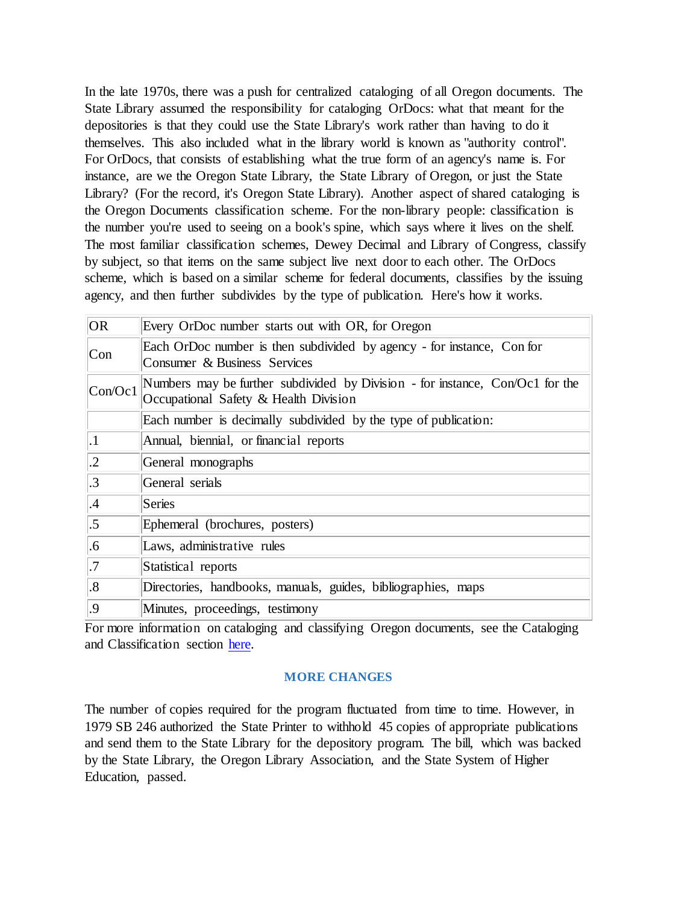In the late 1970s, there was a push for centralized cataloging of all Oregon documents. The State Library assumed the responsibility for cataloging OrDocs: what that meant for the depositories is that they could use the State Library's work rather than having to do it themselves. This also included what in the library world is known as "authority control". For OrDocs, that consists of establishing what the true form of an agency's name is. For instance, are we the Oregon State Library, the State Library of Oregon, or just the State Library? (For the record, it's Oregon State Library). Another aspect of shared cataloging is the Oregon Documents classification scheme. For the non-library people: classification is the number you're used to seeing on a book's spine, which says where it lives on the shelf. The most familiar classification schemes, Dewey Decimal and Library of Congress, classify by subject, so that items on the same subject live next door to each other. The OrDocs scheme, which is based on a similar scheme for federal documents, classifies by the issuing agency, and then further subdivides by the type of publication. Here's how it works.

| | |
|---|---|
| OR | Every OrDoc number starts out with OR, for Oregon |
| Con | Each OrDoc number is then subdivided by agency - for instance, Con for Consumer & Business Services |
| Con/Oc1 | Numbers may be further subdivided by Division - for instance, Con/Oc1 for the Occupational Safety & Health Division |
| | Each number is decimally subdivided by the type of publication: |
| .1 | Annual, biennial, or financial reports |
| .2 | General monographs |
| .3 | General serials |
| .4 | Series |
| .5 | Ephemeral (brochures, posters) |
| .6 | Laws, administrative rules |
| .7 | Statistical reports |
| .8 | Directories, handbooks, manuals, guides, bibliographies, maps |
| .9 | Minutes, proceedings, testimony |

For more information on cataloging and classifying Oregon documents, see the Cataloging and Classification section here.

## MORE CHANGES

The number of copies required for the program fluctuated from time to time. However, in 1979 SB 246 authorized the State Printer to withhold 45 copies of appropriate publications and send them to the State Library for the depository program. The bill, which was backed by the State Library, the Oregon Library Association, and the State System of Higher Education, passed.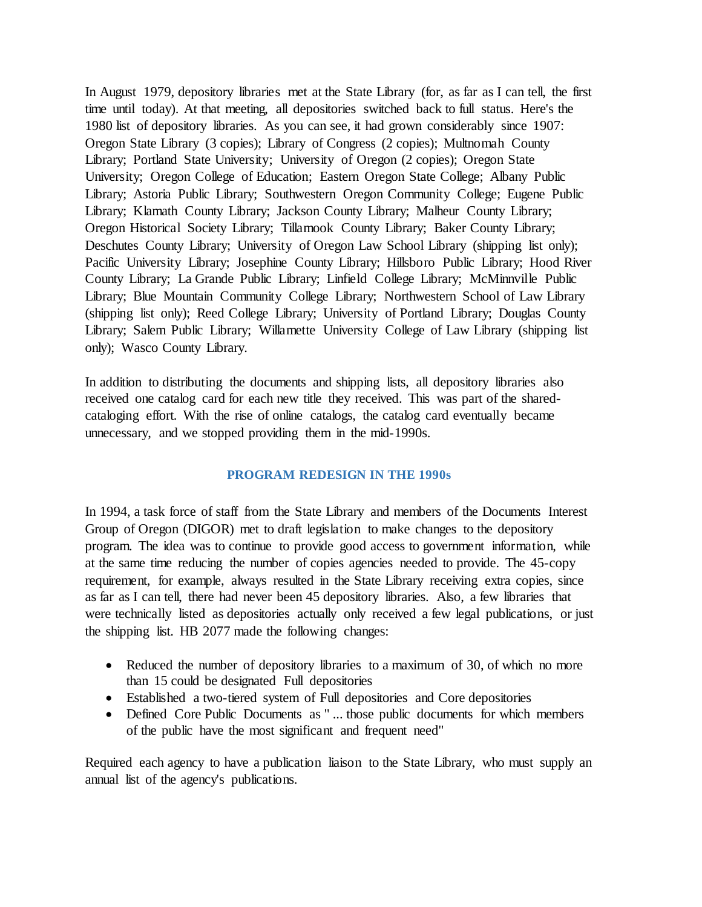In August 1979, depository libraries met at the State Library (for, as far as I can tell, the first time until today). At that meeting, all depositories switched back to full status. Here's the 1980 list of depository libraries. As you can see, it had grown considerably since 1907: Oregon State Library (3 copies); Library of Congress (2 copies); Multnomah County Library; Portland State University; University of Oregon (2 copies); Oregon State University; Oregon College of Education; Eastern Oregon State College; Albany Public Library; Astoria Public Library; Southwestern Oregon Community College; Eugene Public Library; Klamath County Library; Jackson County Library; Malheur County Library; Oregon Historical Society Library; Tillamook County Library; Baker County Library; Deschutes County Library; University of Oregon Law School Library (shipping list only); Pacific University Library; Josephine County Library; Hillsboro Public Library; Hood River County Library; La Grande Public Library; Linfield College Library; McMinnville Public Library; Blue Mountain Community College Library; Northwestern School of Law Library (shipping list only); Reed College Library; University of Portland Library; Douglas County Library; Salem Public Library; Willamette University College of Law Library (shipping list only); Wasco County Library.

In addition to distributing the documents and shipping lists, all depository libraries also received one catalog card for each new title they received. This was part of the shared-cataloging effort. With the rise of online catalogs, the catalog card eventually became unnecessary, and we stopped providing them in the mid-1990s.

## PROGRAM REDESIGN IN THE 1990s

In 1994, a task force of staff from the State Library and members of the Documents Interest Group of Oregon (DIGOR) met to draft legislation to make changes to the depository program. The idea was to continue to provide good access to government information, while at the same time reducing the number of copies agencies needed to provide. The 45-copy requirement, for example, always resulted in the State Library receiving extra copies, since as far as I can tell, there had never been 45 depository libraries. Also, a few libraries that were technically listed as depositories actually only received a few legal publications, or just the shipping list. HB 2077 made the following changes:

- Reduced the number of depository libraries to a maximum of 30, of which no more than 15 could be designated Full depositories
- Established a two-tiered system of Full depositories and Core depositories
- Defined Core Public Documents as " ... those public documents for which members of the public have the most significant and frequent need"

Required each agency to have a publication liaison to the State Library, who must supply an annual list of the agency's publications.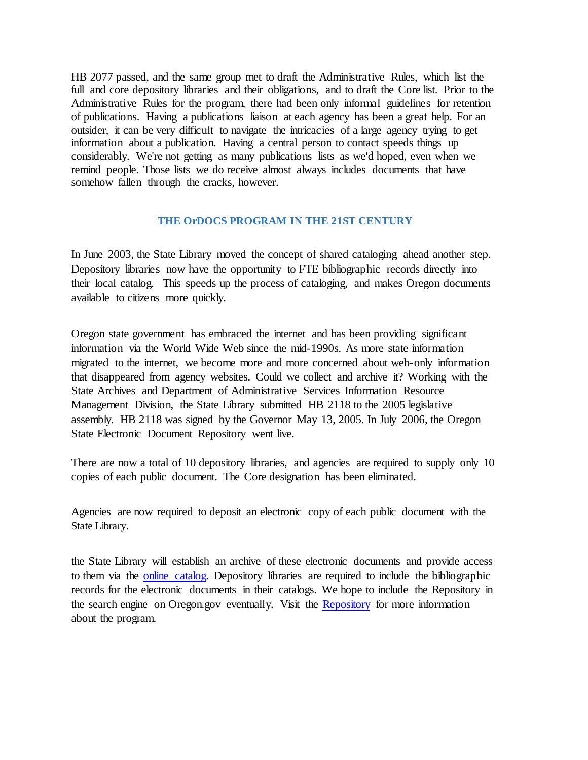HB 2077 passed, and the same group met to draft the Administrative Rules, which list the full and core depository libraries and their obligations, and to draft the Core list. Prior to the Administrative Rules for the program, there had been only informal guidelines for retention of publications. Having a publications liaison at each agency has been a great help. For an outsider, it can be very difficult to navigate the intricacies of a large agency trying to get information about a publication. Having a central person to contact speeds things up considerably. We're not getting as many publications lists as we'd hoped, even when we remind people. Those lists we do receive almost always includes documents that have somehow fallen through the cracks, however.

## THE OrDOCS PROGRAM IN THE 21ST CENTURY

In June 2003, the State Library moved the concept of shared cataloging ahead another step. Depository libraries now have the opportunity to FTE bibliographic records directly into their local catalog. This speeds up the process of cataloging, and makes Oregon documents available to citizens more quickly.

Oregon state government has embraced the internet and has been providing significant information via the World Wide Web since the mid-1990s. As more state information migrated to the internet, we become more and more concerned about web-only information that disappeared from agency websites. Could we collect and archive it? Working with the State Archives and Department of Administrative Services Information Resource Management Division, the State Library submitted HB 2118 to the 2005 legislative assembly. HB 2118 was signed by the Governor May 13, 2005. In July 2006, the Oregon State Electronic Document Repository went live.

There are now a total of 10 depository libraries, and agencies are required to supply only 10 copies of each public document. The Core designation has been eliminated.

Agencies are now required to deposit an electronic copy of each public document with the State Library.

the State Library will establish an archive of these electronic documents and provide access to them via the online catalog. Depository libraries are required to include the bibliographic records for the electronic documents in their catalogs. We hope to include the Repository in the search engine on Oregon.gov eventually. Visit the Repository for more information about the program.